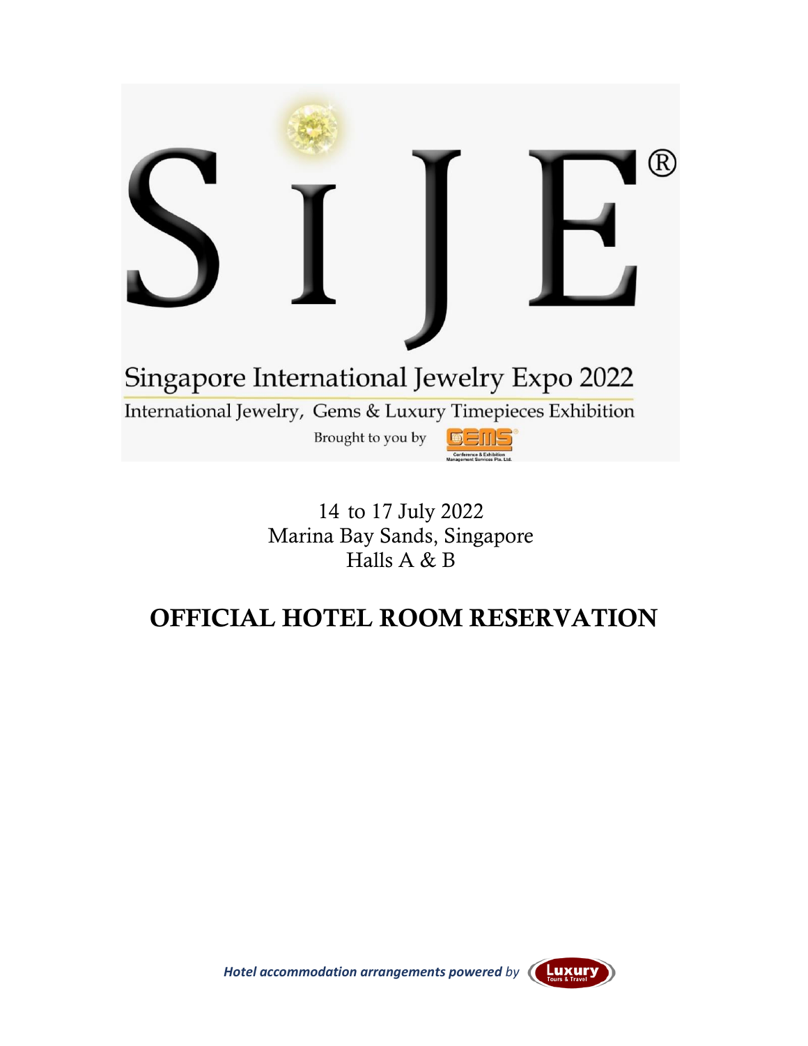# SiJE®

## Singapore International Jewelry Expo 2022

International Jewelry, Gems & Luxury Timepieces Exhibition

Brought to you by CEMS Conference & Exhibition Management Services Pte. Ltd.

14 to 17 July 2022
Marina Bay Sands, Singapore
Halls A & B

# OFFICIAL HOTEL ROOM RESERVATION

***Hotel accommodation arrangements powered** by* Luxury Tours & Travel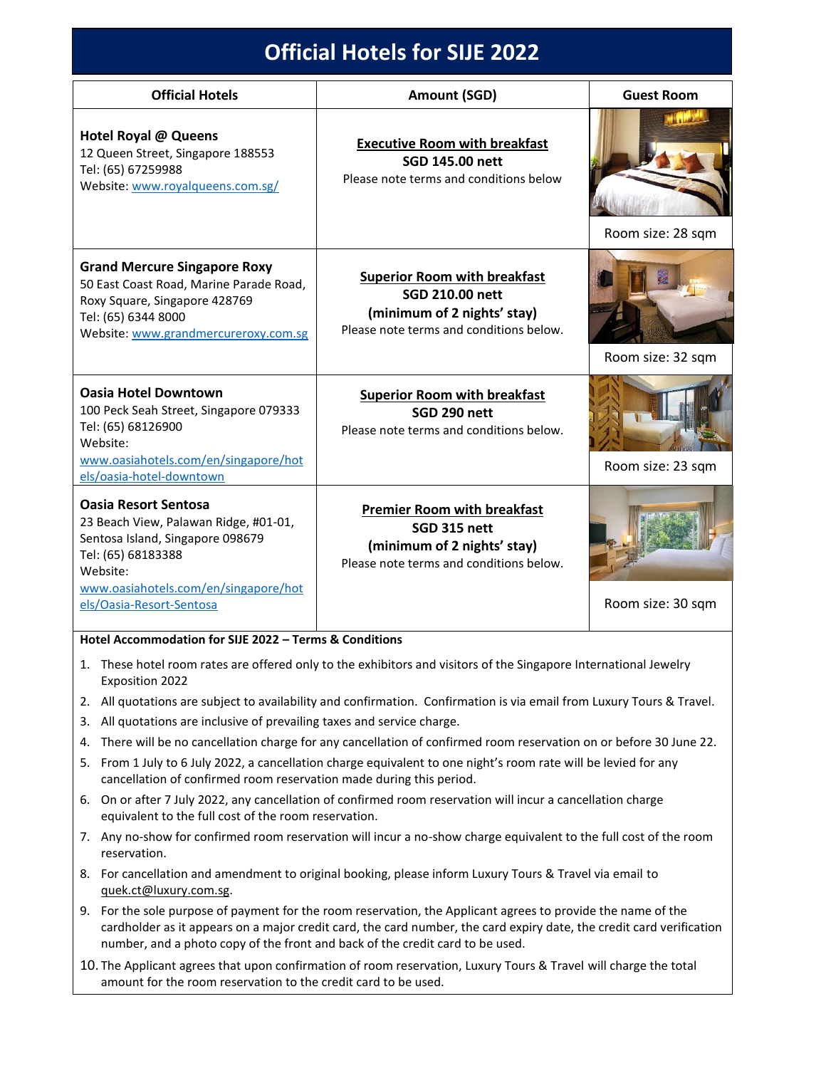# Official Hotels for SIJE 2022

| Official Hotels | Amount (SGD) | Guest Room |
| --- | --- | --- |
| **Hotel Royal @ Queens**<br>12 Queen Street, Singapore 188553<br>Tel: (65) 67259988<br>Website: www.royalqueens.com.sg/ | **Executive Room with breakfast**<br>**SGD 145.00 nett**<br>Please note terms and conditions below | Room size: 28 sqm |
| **Grand Mercure Singapore Roxy**<br>50 East Coast Road, Marine Parade Road, Roxy Square, Singapore 428769<br>Tel: (65) 6344 8000<br>Website: www.grandmercureroxy.com.sg | **Superior Room with breakfast**<br>**SGD 210.00 nett**<br>**(minimum of 2 nights' stay)**<br>Please note terms and conditions below. | Room size: 32 sqm |
| **Oasia Hotel Downtown**<br>100 Peck Seah Street, Singapore 079333<br>Tel: (65) 68126900<br>Website:<br>www.oasiahotels.com/en/singapore/hotels/oasia-hotel-downtown | **Superior Room with breakfast**<br>**SGD 290 nett**<br>Please note terms and conditions below. | Room size: 23 sqm |
| **Oasia Resort Sentosa**<br>23 Beach View, Palawan Ridge, #01-01, Sentosa Island, Singapore 098679<br>Tel: (65) 68183388<br>Website:<br>www.oasiahotels.com/en/singapore/hotels/Oasia-Resort-Sentosa | **Premier Room with breakfast**<br>**SGD 315 nett**<br>**(minimum of 2 nights' stay)**<br>Please note terms and conditions below. | Room size: 30 sqm |

**Hotel Accommodation for SIJE 2022 – Terms & Conditions**

1. These hotel room rates are offered only to the exhibitors and visitors of the Singapore International Jewelry Exposition 2022
2. All quotations are subject to availability and confirmation. Confirmation is via email from Luxury Tours & Travel.
3. All quotations are inclusive of prevailing taxes and service charge.
4. There will be no cancellation charge for any cancellation of confirmed room reservation on or before 30 June 22.
5. From 1 July to 6 July 2022, a cancellation charge equivalent to one night's room rate will be levied for any cancellation of confirmed room reservation made during this period.
6. On or after 7 July 2022, any cancellation of confirmed room reservation will incur a cancellation charge equivalent to the full cost of the room reservation.
7. Any no-show for confirmed room reservation will incur a no-show charge equivalent to the full cost of the room reservation.
8. For cancellation and amendment to original booking, please inform Luxury Tours & Travel via email to quek.ct@luxury.com.sg.
9. For the sole purpose of payment for the room reservation, the Applicant agrees to provide the name of the cardholder as it appears on a major credit card, the card number, the card expiry date, the credit card verification number, and a photo copy of the front and back of the credit card to be used.
10. The Applicant agrees that upon confirmation of room reservation, Luxury Tours & Travel will charge the total amount for the room reservation to the credit card to be used.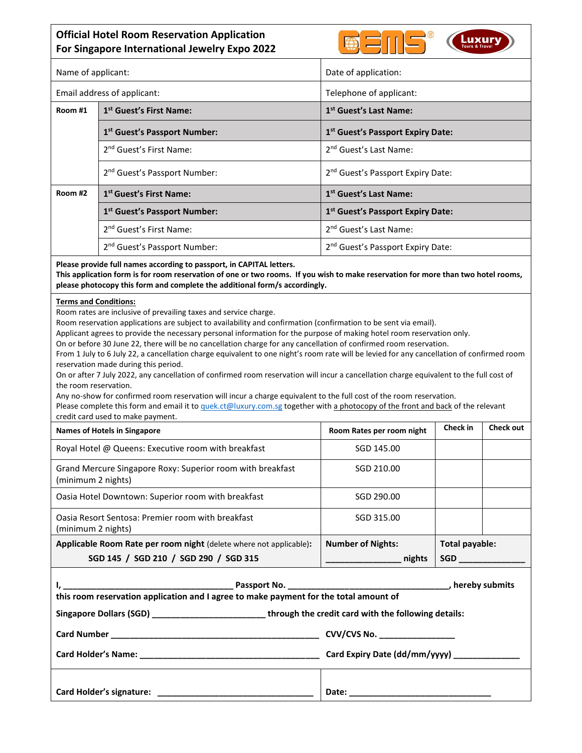## Official Hotel Room Reservation Application
## For Singapore International Jewelry Expo 2022

| | | |
|---|---|---|
| Name of applicant: | | Date of application: |
| Email address of applicant: | | Telephone of applicant: |
| **Room #1** | **1st Guest's First Name:** | **1st Guest's Last Name:** |
| | **1st Guest's Passport Number:** | **1st Guest's Passport Expiry Date:** |
| | 2nd Guest's First Name: | 2nd Guest's Last Name: |
| | 2nd Guest's Passport Number: | 2nd Guest's Passport Expiry Date: |
| **Room #2** | **1st Guest's First Name:** | **1st Guest's Last Name:** |
| | **1st Guest's Passport Number:** | **1st Guest's Passport Expiry Date:** |
| | 2nd Guest's First Name: | 2nd Guest's Last Name: |
| | 2nd Guest's Passport Number: | 2nd Guest's Passport Expiry Date: |

**Please provide full names according to passport, in CAPITAL letters.**
**This application form is for room reservation of one or two rooms. If you wish to make reservation for more than two hotel rooms, please photocopy this form and complete the additional form/s accordingly.**

**Terms and Conditions:**

Room rates are inclusive of prevailing taxes and service charge.
Room reservation applications are subject to availability and confirmation (confirmation to be sent via email).
Applicant agrees to provide the necessary personal information for the purpose of making hotel room reservation only.
On or before 30 June 22, there will be no cancellation charge for any cancellation of confirmed room reservation.
From 1 July to 6 July 22, a cancellation charge equivalent to one night's room rate will be levied for any cancellation of confirmed room reservation made during this period.
On or after 7 July 2022, any cancellation of confirmed room reservation will incur a cancellation charge equivalent to the full cost of the room reservation.
Any no-show for confirmed room reservation will incur a charge equivalent to the full cost of the room reservation.
Please complete this form and email it to quek.ct@luxury.com.sg together with a photocopy of the front and back of the relevant credit card used to make payment.

| Names of Hotels in Singapore | Room Rates per room night | Check in | Check out |
|---|---|---|---|
| Royal Hotel @ Queens: Executive room with breakfast | SGD 145.00 | | |
| Grand Mercure Singapore Roxy: Superior room with breakfast (minimum 2 nights) | SGD 210.00 | | |
| Oasia Hotel Downtown: Superior room with breakfast | SGD 290.00 | | |
| Oasia Resort Sentosa: Premier room with breakfast (minimum 2 nights) | SGD 315.00 | | |
| **Applicable Room Rate per room night** (delete where not applicable): **SGD 145 / SGD 210 / SGD 290 / SGD 315** | **Number of Nights:** _______________ **nights** | **Total payable:** **SGD** _____________ | |

**I, ___________________________________ Passport No. _________________________________, hereby submits this room reservation application and I agree to make payment for the total amount of**

**Singapore Dollars (SGD) _______________________ through the credit card with the following details:**

**Card Number ___________________________________________** **CVV/CVS No. _______________**

**Card Holder's Name: _____________________________________** **Card Expiry Date (dd/mm/yyyy) _____________**

**Card Holder's signature: ________________________________** **Date: _____________________________**